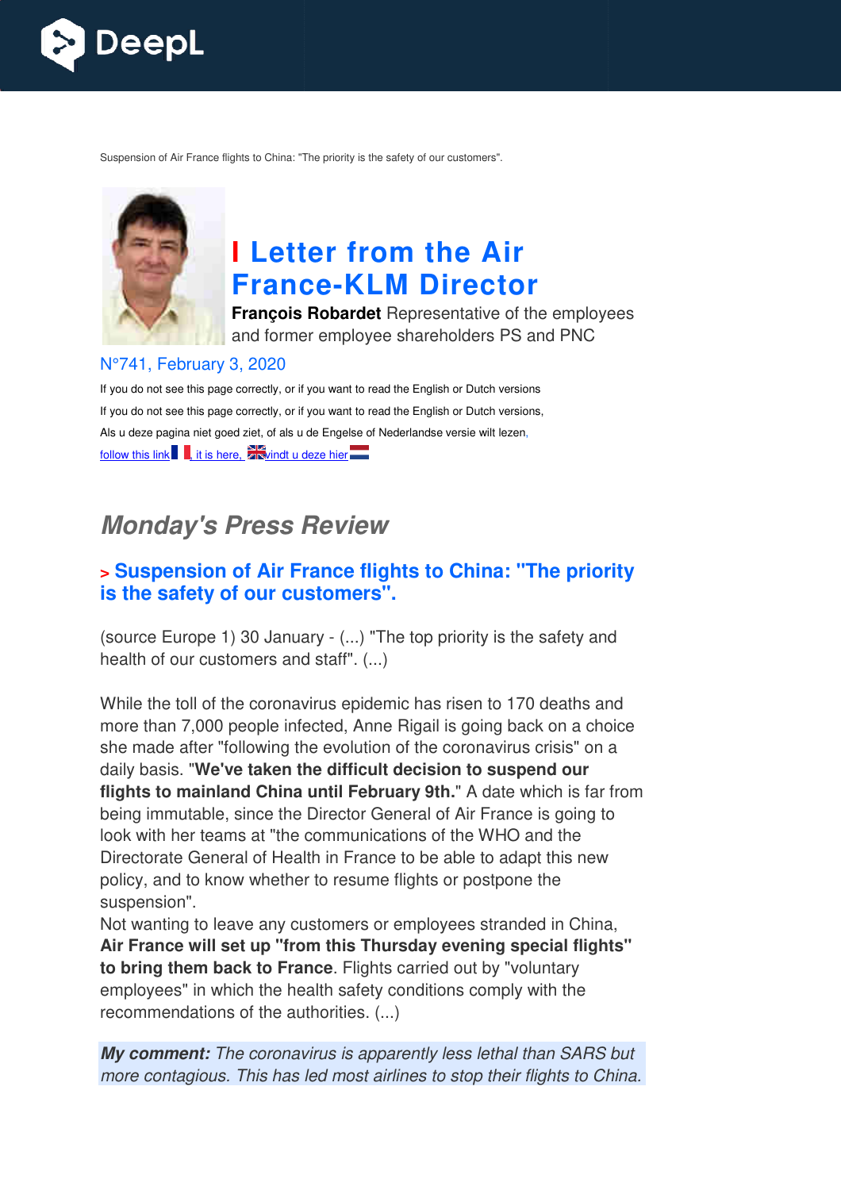Suspension of Air France flights to China: "The priority is the safety of our customers".

# I Letter from the Air France-KLM Director

**François Robardet** Representative of the employees and former employee shareholders PS and PNC

N°741, February 3, 2020

If you do not see this page correctly, or if you want to read the English or Dutch versions

If you do not see this page correctly, or if you want to read the English or Dutch versions,

Als u deze pagina niet goed ziet, of als u de Engelse of Nederlandse versie wilt lezen,

follow this link, it is here, vindt u deze hier

## *Monday's Press Review*

### > Suspension of Air France flights to China: "The priority is the safety of our customers".

(source Europe 1) 30 January - (...) "The top priority is the safety and health of our customers and staff". (...)

While the toll of the coronavirus epidemic has risen to 170 deaths and more than 7,000 people infected, Anne Rigail is going back on a choice she made after "following the evolution of the coronavirus crisis" on a daily basis. "**We've taken the difficult decision to suspend our flights to mainland China until February 9th.**" A date which is far from being immutable, since the Director General of Air France is going to look with her teams at "the communications of the WHO and the Directorate General of Health in France to be able to adapt this new policy, and to know whether to resume flights or postpone the suspension".
Not wanting to leave any customers or employees stranded in China, **Air France will set up "from this Thursday evening special flights" to bring them back to France**. Flights carried out by "voluntary employees" in which the health safety conditions comply with the recommendations of the authorities. (...)

***My comment:*** *The coronavirus is apparently less lethal than SARS but more contagious. This has led most airlines to stop their flights to China.*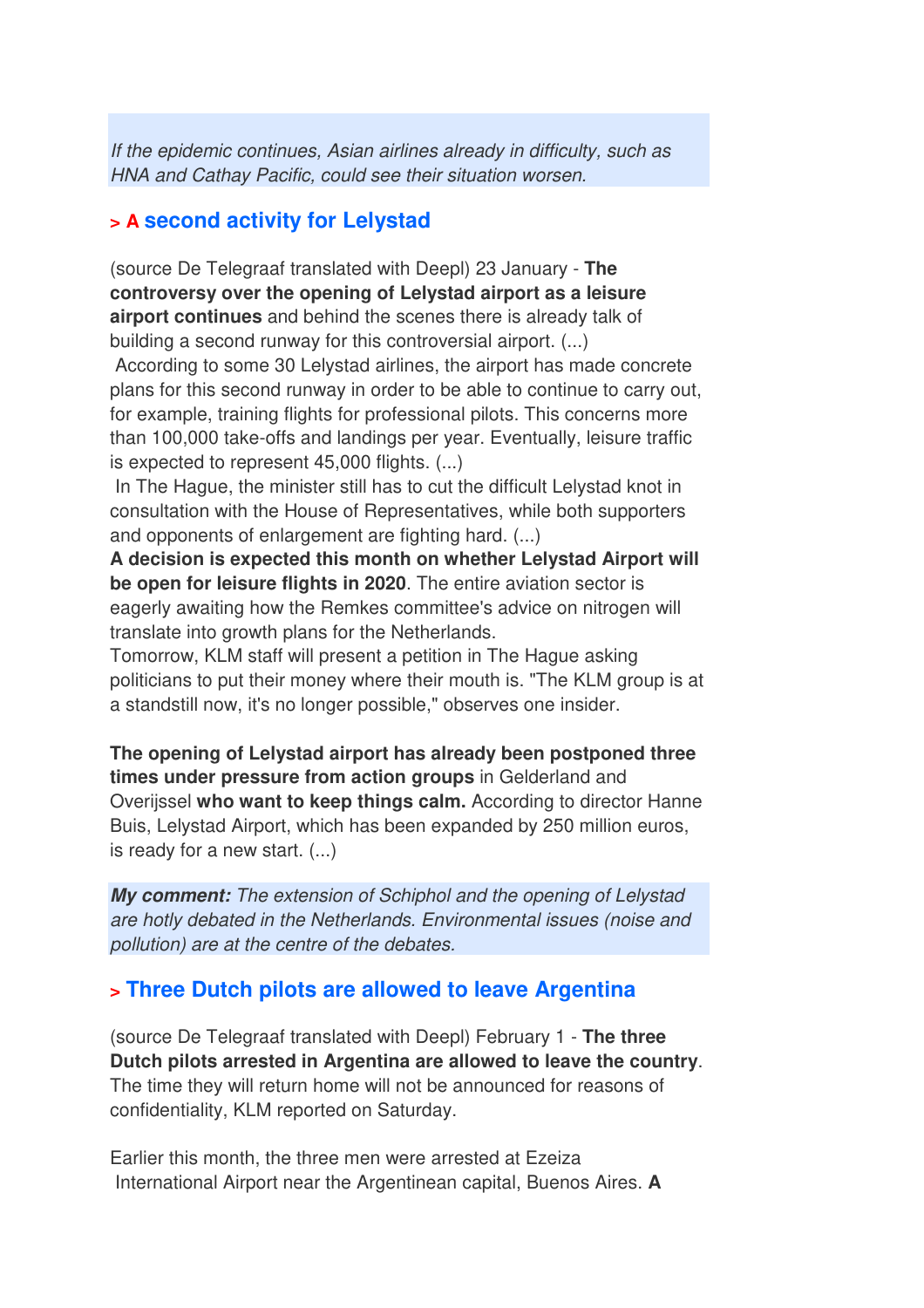*If the epidemic continues, Asian airlines already in difficulty, such as HNA and Cathay Pacific, could see their situation worsen.*

## > A second activity for Lelystad

(source De Telegraaf translated with Deepl) 23 January - **The controversy over the opening of Lelystad airport as a leisure airport continues** and behind the scenes there is already talk of building a second runway for this controversial airport. (...)
According to some 30 Lelystad airlines, the airport has made concrete plans for this second runway in order to be able to continue to carry out, for example, training flights for professional pilots. This concerns more than 100,000 take-offs and landings per year. Eventually, leisure traffic is expected to represent 45,000 flights. (...)
In The Hague, the minister still has to cut the difficult Lelystad knot in consultation with the House of Representatives, while both supporters and opponents of enlargement are fighting hard. (...)
**A decision is expected this month on whether Lelystad Airport will be open for leisure flights in 2020**. The entire aviation sector is eagerly awaiting how the Remkes committee's advice on nitrogen will translate into growth plans for the Netherlands.
Tomorrow, KLM staff will present a petition in The Hague asking politicians to put their money where their mouth is. "The KLM group is at a standstill now, it's no longer possible," observes one insider.

**The opening of Lelystad airport has already been postponed three times under pressure from action groups** in Gelderland and Overijssel **who want to keep things calm.** According to director Hanne Buis, Lelystad Airport, which has been expanded by 250 million euros, is ready for a new start. (...)

***My comment:*** *The extension of Schiphol and the opening of Lelystad are hotly debated in the Netherlands. Environmental issues (noise and pollution) are at the centre of the debates.*

## > Three Dutch pilots are allowed to leave Argentina

(source De Telegraaf translated with Deepl) February 1 - **The three Dutch pilots arrested in Argentina are allowed to leave the country**. The time they will return home will not be announced for reasons of confidentiality, KLM reported on Saturday.

Earlier this month, the three men were arrested at Ezeiza International Airport near the Argentinean capital, Buenos Aires. **A**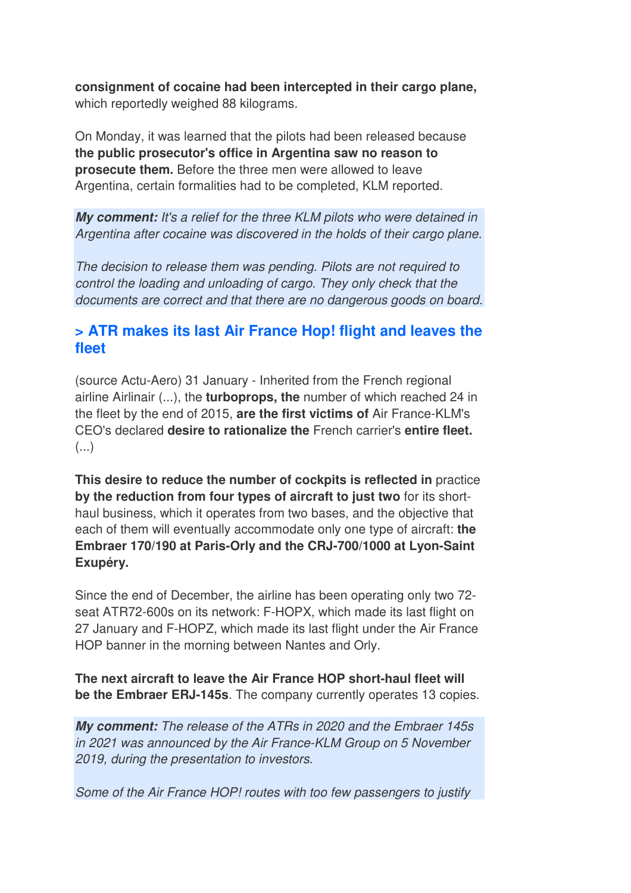**consignment of cocaine had been intercepted in their cargo plane,** which reportedly weighed 88 kilograms.

On Monday, it was learned that the pilots had been released because **the public prosecutor's office in Argentina saw no reason to prosecute them.** Before the three men were allowed to leave Argentina, certain formalities had to be completed, KLM reported.

***My comment:*** *It's a relief for the three KLM pilots who were detained in Argentina after cocaine was discovered in the holds of their cargo plane.*

*The decision to release them was pending. Pilots are not required to control the loading and unloading of cargo. They only check that the documents are correct and that there are no dangerous goods on board.*

## > ATR makes its last Air France Hop! flight and leaves the fleet

(source Actu-Aero) 31 January - Inherited from the French regional airline Airlinair (...), the **turboprops, the** number of which reached 24 in the fleet by the end of 2015, **are the first victims of** Air France-KLM's CEO's declared **desire to rationalize the** French carrier's **entire fleet.** (...)

**This desire to reduce the number of cockpits is reflected in** practice **by the reduction from four types of aircraft to just two** for its short-haul business, which it operates from two bases, and the objective that each of them will eventually accommodate only one type of aircraft: **the Embraer 170/190 at Paris-Orly and the CRJ-700/1000 at Lyon-Saint Exupéry.**

Since the end of December, the airline has been operating only two 72-seat ATR72-600s on its network: F-HOPX, which made its last flight on 27 January and F-HOPZ, which made its last flight under the Air France HOP banner in the morning between Nantes and Orly.

**The next aircraft to leave the Air France HOP short-haul fleet will be the Embraer ERJ-145s**. The company currently operates 13 copies.

***My comment:*** *The release of the ATRs in 2020 and the Embraer 145s in 2021 was announced by the Air France-KLM Group on 5 November 2019, during the presentation to investors.*

*Some of the Air France HOP! routes with too few passengers to justify*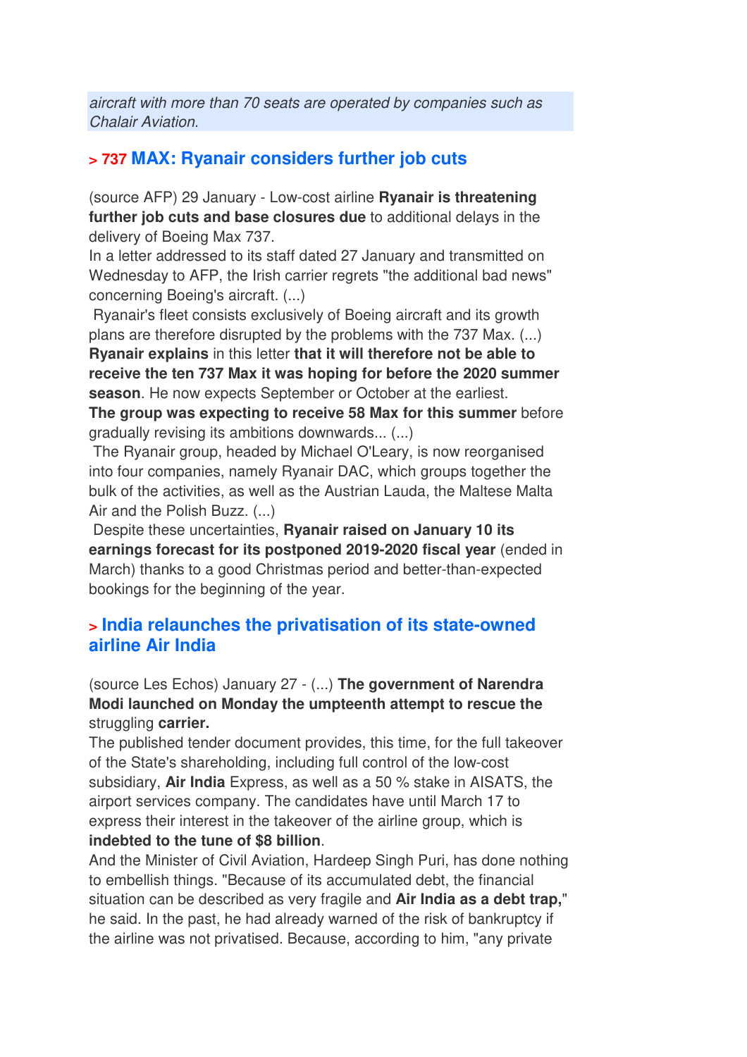*aircraft with more than 70 seats are operated by companies such as Chalair Aviation.*

## > 737 MAX: Ryanair considers further job cuts

(source AFP) 29 January - Low-cost airline **Ryanair is threatening further job cuts and base closures due** to additional delays in the delivery of Boeing Max 737.
In a letter addressed to its staff dated 27 January and transmitted on Wednesday to AFP, the Irish carrier regrets "the additional bad news" concerning Boeing's aircraft. (...)
Ryanair's fleet consists exclusively of Boeing aircraft and its growth plans are therefore disrupted by the problems with the 737 Max. (...)
**Ryanair explains** in this letter **that it will therefore not be able to receive the ten 737 Max it was hoping for before the 2020 summer season**. He now expects September or October at the earliest.
**The group was expecting to receive 58 Max for this summer** before gradually revising its ambitions downwards... (...)
The Ryanair group, headed by Michael O'Leary, is now reorganised into four companies, namely Ryanair DAC, which groups together the bulk of the activities, as well as the Austrian Lauda, the Maltese Malta Air and the Polish Buzz. (...)
Despite these uncertainties, **Ryanair raised on January 10 its earnings forecast for its postponed 2019-2020 fiscal year** (ended in March) thanks to a good Christmas period and better-than-expected bookings for the beginning of the year.

## > India relaunches the privatisation of its state-owned airline Air India

(source Les Echos) January 27 - (...) **The government of Narendra Modi launched on Monday the umpteenth attempt to rescue the** struggling **carrier.**
The published tender document provides, this time, for the full takeover of the State's shareholding, including full control of the low-cost subsidiary, **Air India** Express, as well as a 50 % stake in AISATS, the airport services company. The candidates have until March 17 to express their interest in the takeover of the airline group, which is **indebted to the tune of $8 billion**.
And the Minister of Civil Aviation, Hardeep Singh Puri, has done nothing to embellish things. "Because of its accumulated debt, the financial situation can be described as very fragile and **Air India as a debt trap,**" he said. In the past, he had already warned of the risk of bankruptcy if the airline was not privatised. Because, according to him, "any private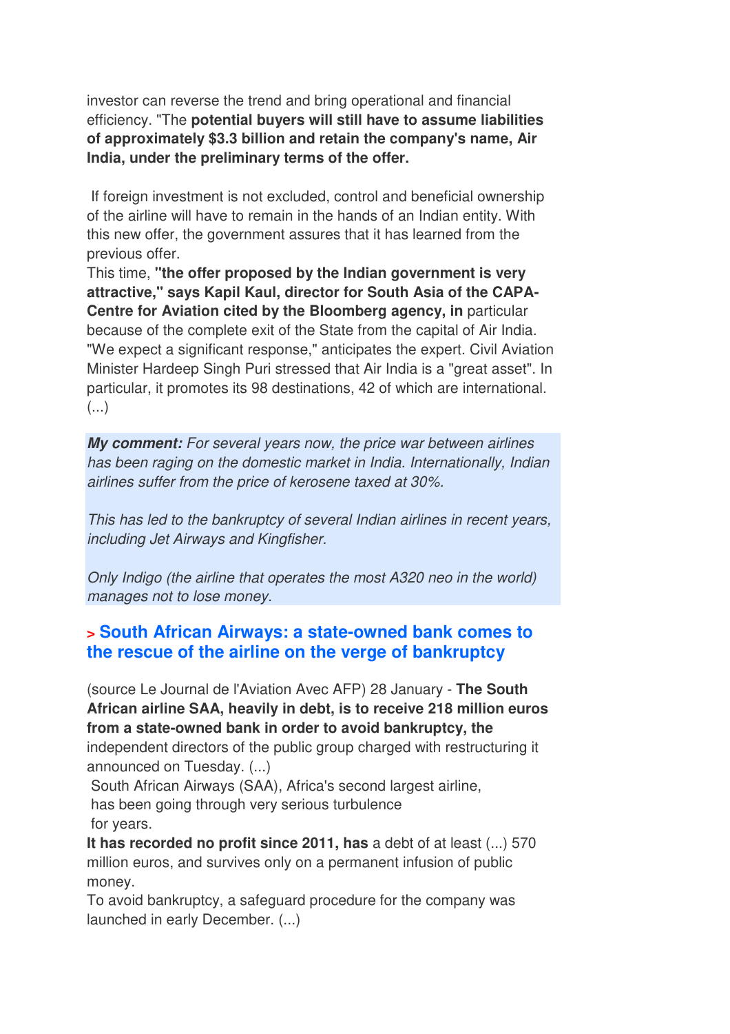investor can reverse the trend and bring operational and financial efficiency. "The **potential buyers will still have to assume liabilities of approximately $3.3 billion and retain the company's name, Air India, under the preliminary terms of the offer.**

If foreign investment is not excluded, control and beneficial ownership of the airline will have to remain in the hands of an Indian entity. With this new offer, the government assures that it has learned from the previous offer.
This time, **"the offer proposed by the Indian government is very attractive," says Kapil Kaul, director for South Asia of the CAPA-Centre for Aviation cited by the Bloomberg agency, in** particular because of the complete exit of the State from the capital of Air India. "We expect a significant response," anticipates the expert. Civil Aviation Minister Hardeep Singh Puri stressed that Air India is a "great asset". In particular, it promotes its 98 destinations, 42 of which are international. (...)

***My comment:*** *For several years now, the price war between airlines has been raging on the domestic market in India. Internationally, Indian airlines suffer from the price of kerosene taxed at 30%.*

*This has led to the bankruptcy of several Indian airlines in recent years, including Jet Airways and Kingfisher.*

*Only Indigo (the airline that operates the most A320 neo in the world) manages not to lose money.*

## > South African Airways: a state-owned bank comes to the rescue of the airline on the verge of bankruptcy

(source Le Journal de l'Aviation Avec AFP) 28 January - **The South African airline SAA, heavily in debt, is to receive 218 million euros from a state-owned bank in order to avoid bankruptcy, the** independent directors of the public group charged with restructuring it announced on Tuesday. (...)
South African Airways (SAA), Africa's second largest airline, has been going through very serious turbulence for years.
**It has recorded no profit since 2011, has** a debt of at least (...) 570 million euros, and survives only on a permanent infusion of public money.
To avoid bankruptcy, a safeguard procedure for the company was launched in early December. (...)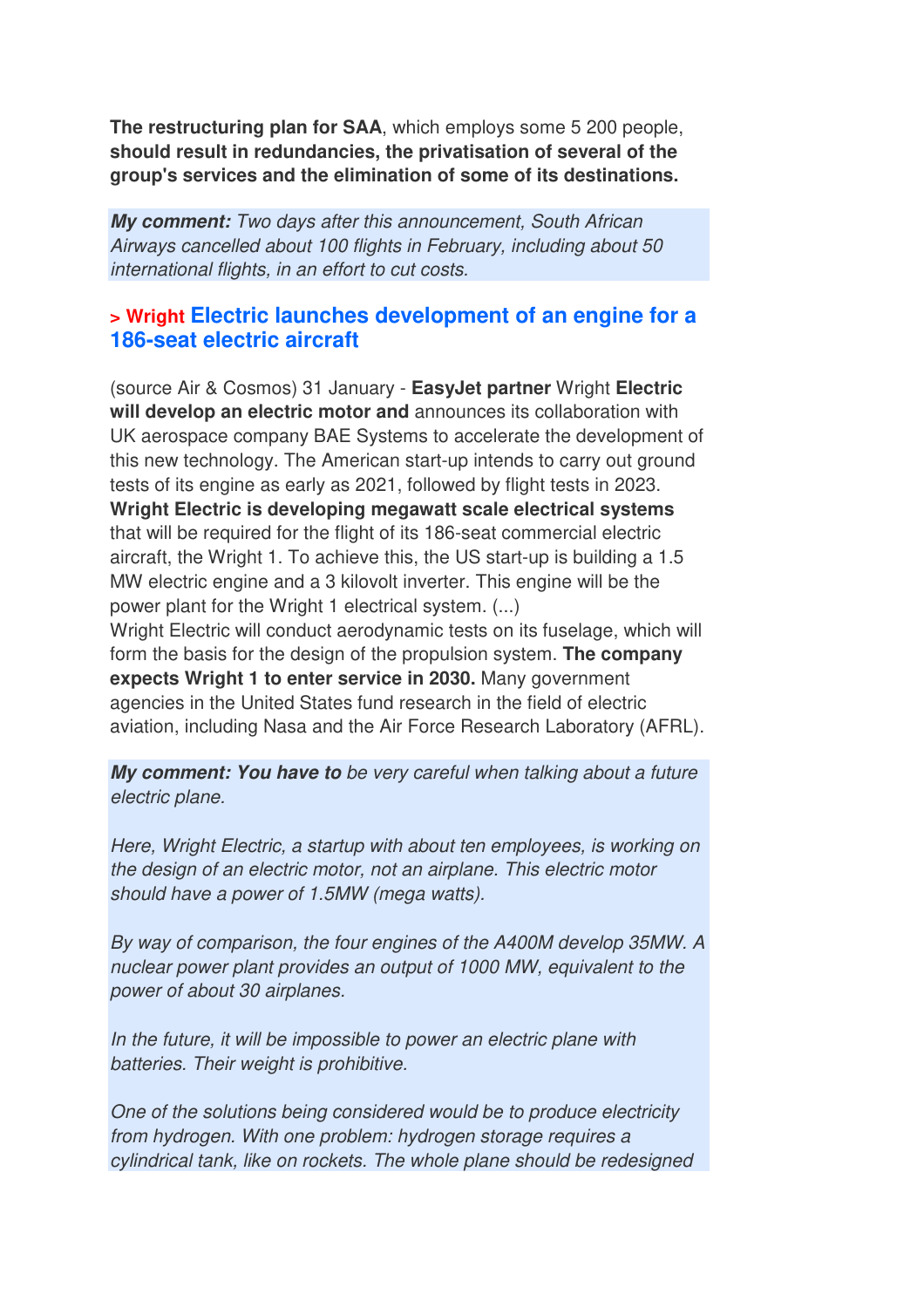**The restructuring plan for SAA**, which employs some 5 200 people, **should result in redundancies, the privatisation of several of the group's services and the elimination of some of its destinations.**

***My comment:*** *Two days after this announcement, South African Airways cancelled about 100 flights in February, including about 50 international flights, in an effort to cut costs.*

## > Wright Electric launches development of an engine for a 186-seat electric aircraft

(source Air & Cosmos) 31 January - **EasyJet partner** Wright **Electric will develop an electric motor and** announces its collaboration with UK aerospace company BAE Systems to accelerate the development of this new technology. The American start-up intends to carry out ground tests of its engine as early as 2021, followed by flight tests in 2023. **Wright Electric is developing megawatt scale electrical systems** that will be required for the flight of its 186-seat commercial electric aircraft, the Wright 1. To achieve this, the US start-up is building a 1.5 MW electric engine and a 3 kilovolt inverter. This engine will be the power plant for the Wright 1 electrical system. (...)
Wright Electric will conduct aerodynamic tests on its fuselage, which will form the basis for the design of the propulsion system. **The company expects Wright 1 to enter service in 2030.** Many government agencies in the United States fund research in the field of electric aviation, including Nasa and the Air Force Research Laboratory (AFRL).

***My comment: You have to*** *be very careful when talking about a future electric plane.*

*Here, Wright Electric, a startup with about ten employees, is working on the design of an electric motor, not an airplane. This electric motor should have a power of 1.5MW (mega watts).*

*By way of comparison, the four engines of the A400M develop 35MW. A nuclear power plant provides an output of 1000 MW, equivalent to the power of about 30 airplanes.*

*In the future, it will be impossible to power an electric plane with batteries. Their weight is prohibitive.*

*One of the solutions being considered would be to produce electricity from hydrogen. With one problem: hydrogen storage requires a cylindrical tank, like on rockets. The whole plane should be redesigned*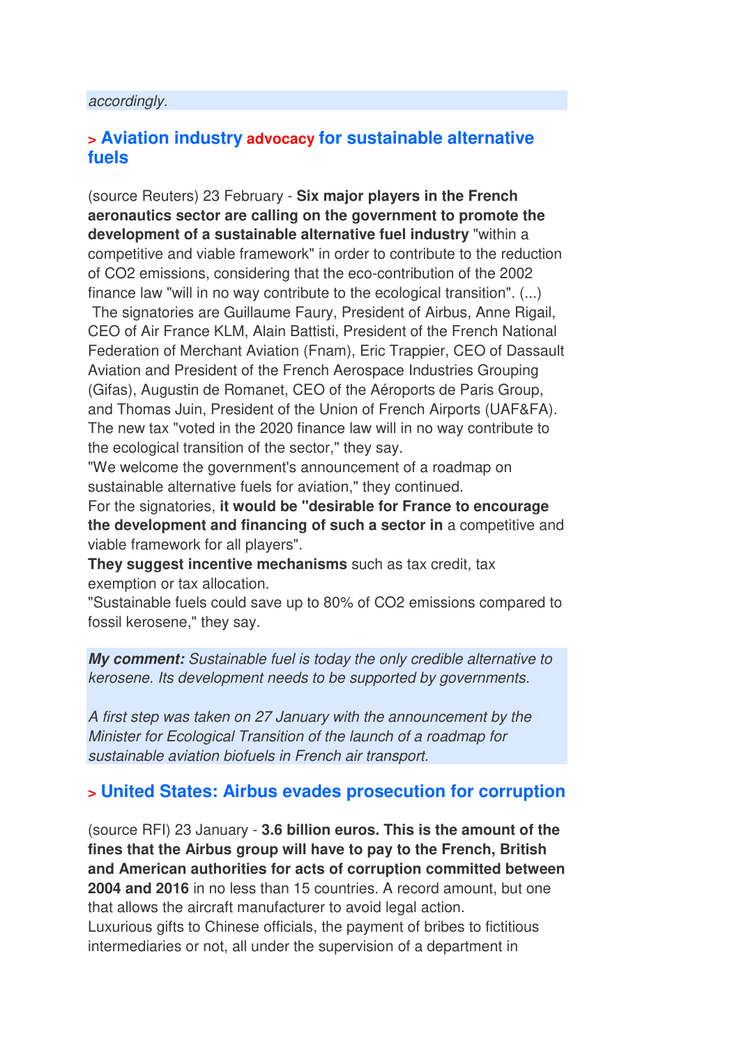*accordingly.*

## > Aviation industry advocacy for sustainable alternative fuels

(source Reuters) 23 February - **Six major players in the French aeronautics sector are calling on the government to promote the development of a sustainable alternative fuel industry** "within a competitive and viable framework" in order to contribute to the reduction of $CO_2$ emissions, considering that the eco-contribution of the 2002 finance law "will in no way contribute to the ecological transition". (...)
The signatories are Guillaume Faury, President of Airbus, Anne Rigail, CEO of Air France KLM, Alain Battisti, President of the French National Federation of Merchant Aviation (Fnam), Eric Trappier, CEO of Dassault Aviation and President of the French Aerospace Industries Grouping (Gifas), Augustin de Romanet, CEO of the Aéroports de Paris Group, and Thomas Juin, President of the Union of French Airports (UAF&FA).
The new tax "voted in the 2020 finance law will in no way contribute to the ecological transition of the sector," they say.
"We welcome the government's announcement of a roadmap on sustainable alternative fuels for aviation," they continued.
For the signatories, **it would be "desirable for France to encourage the development and financing of such a sector in** a competitive and viable framework for all players".
**They suggest incentive mechanisms** such as tax credit, tax exemption or tax allocation.
"Sustainable fuels could save up to 80% of $CO_2$ emissions compared to fossil kerosene," they say.

***My comment:*** *Sustainable fuel is today the only credible alternative to kerosene. Its development needs to be supported by governments.*

*A first step was taken on 27 January with the announcement by the Minister for Ecological Transition of the launch of a roadmap for sustainable aviation biofuels in French air transport.*

## > United States: Airbus evades prosecution for corruption

(source RFI) 23 January - **3.6 billion euros. This is the amount of the fines that the Airbus group will have to pay to the French, British and American authorities for acts of corruption committed between 2004 and 2016** in no less than 15 countries. A record amount, but one that allows the aircraft manufacturer to avoid legal action.
Luxurious gifts to Chinese officials, the payment of bribes to fictitious intermediaries or not, all under the supervision of a department in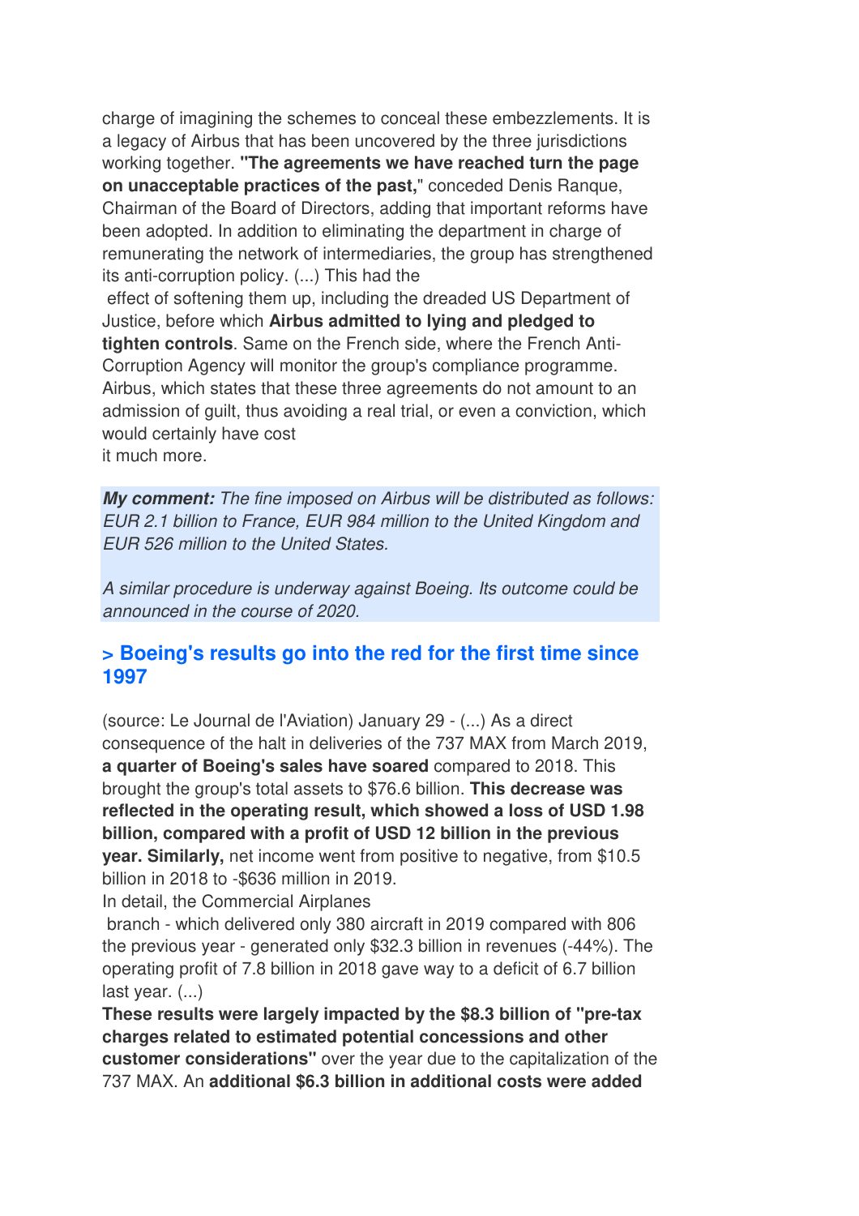charge of imagining the schemes to conceal these embezzlements. It is a legacy of Airbus that has been uncovered by the three jurisdictions working together. **"The agreements we have reached turn the page on unacceptable practices of the past,"** conceded Denis Ranque, Chairman of the Board of Directors, adding that important reforms have been adopted. In addition to eliminating the department in charge of remunerating the network of intermediaries, the group has strengthened its anti-corruption policy. (...) This had the effect of softening them up, including the dreaded US Department of Justice, before which **Airbus admitted to lying and pledged to tighten controls**. Same on the French side, where the French Anti-Corruption Agency will monitor the group's compliance programme. Airbus, which states that these three agreements do not amount to an admission of guilt, thus avoiding a real trial, or even a conviction, which would certainly have cost it much more.

***My comment:*** *The fine imposed on Airbus will be distributed as follows: EUR 2.1 billion to France, EUR 984 million to the United Kingdom and EUR 526 million to the United States.*

*A similar procedure is underway against Boeing. Its outcome could be announced in the course of 2020.*

## > Boeing's results go into the red for the first time since 1997

(source: Le Journal de l'Aviation) January 29 - (...) As a direct consequence of the halt in deliveries of the 737 MAX from March 2019, **a quarter of Boeing's sales have soared** compared to 2018. This brought the group's total assets to $76.6 billion. **This decrease was reflected in the operating result, which showed a loss of USD 1.98 billion, compared with a profit of USD 12 billion in the previous year. Similarly,** net income went from positive to negative, from $10.5 billion in 2018 to -$636 million in 2019.

In detail, the Commercial Airplanes branch - which delivered only 380 aircraft in 2019 compared with 806 the previous year - generated only $32.3 billion in revenues (-44%). The operating profit of 7.8 billion in 2018 gave way to a deficit of 6.7 billion last year. (...)

**These results were largely impacted by the $8.3 billion of "pre-tax charges related to estimated potential concessions and other customer considerations"** over the year due to the capitalization of the 737 MAX. An **additional $6.3 billion in additional costs were added**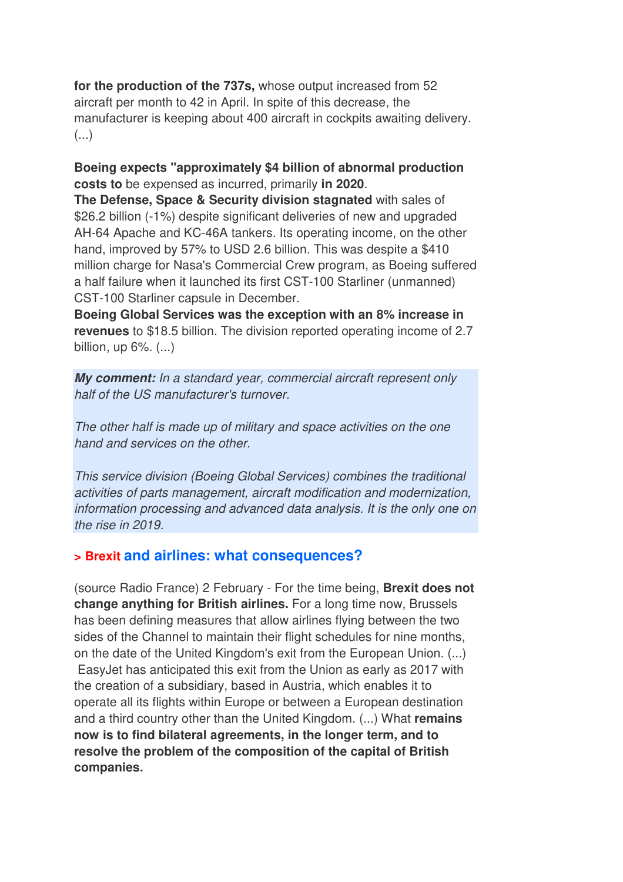**for the production of the 737s,** whose output increased from 52 aircraft per month to 42 in April. In spite of this decrease, the manufacturer is keeping about 400 aircraft in cockpits awaiting delivery. (...)

**Boeing expects "approximately $4 billion of abnormal production costs to** be expensed as incurred, primarily **in 2020**.
**The Defense, Space & Security division stagnated** with sales of $26.2 billion (-1%) despite significant deliveries of new and upgraded AH-64 Apache and KC-46A tankers. Its operating income, on the other hand, improved by 57% to USD 2.6 billion. This was despite a $410 million charge for Nasa's Commercial Crew program, as Boeing suffered a half failure when it launched its first CST-100 Starliner (unmanned) CST-100 Starliner capsule in December.
**Boeing Global Services was the exception with an 8% increase in revenues** to $18.5 billion. The division reported operating income of 2.7 billion, up 6%. (...)

***My comment:*** *In a standard year, commercial aircraft represent only half of the US manufacturer's turnover.*

*The other half is made up of military and space activities on the one hand and services on the other.*

*This service division (Boeing Global Services) combines the traditional activities of parts management, aircraft modification and modernization, information processing and advanced data analysis. It is the only one on the rise in 2019.*

## > Brexit and airlines: what consequences?

(source Radio France) 2 February - For the time being, **Brexit does not change anything for British airlines.** For a long time now, Brussels has been defining measures that allow airlines flying between the two sides of the Channel to maintain their flight schedules for nine months, on the date of the United Kingdom's exit from the European Union. (...) EasyJet has anticipated this exit from the Union as early as 2017 with the creation of a subsidiary, based in Austria, which enables it to operate all its flights within Europe or between a European destination and a third country other than the United Kingdom. (...) What **remains now is to find bilateral agreements, in the longer term, and to resolve the problem of the composition of the capital of British companies.**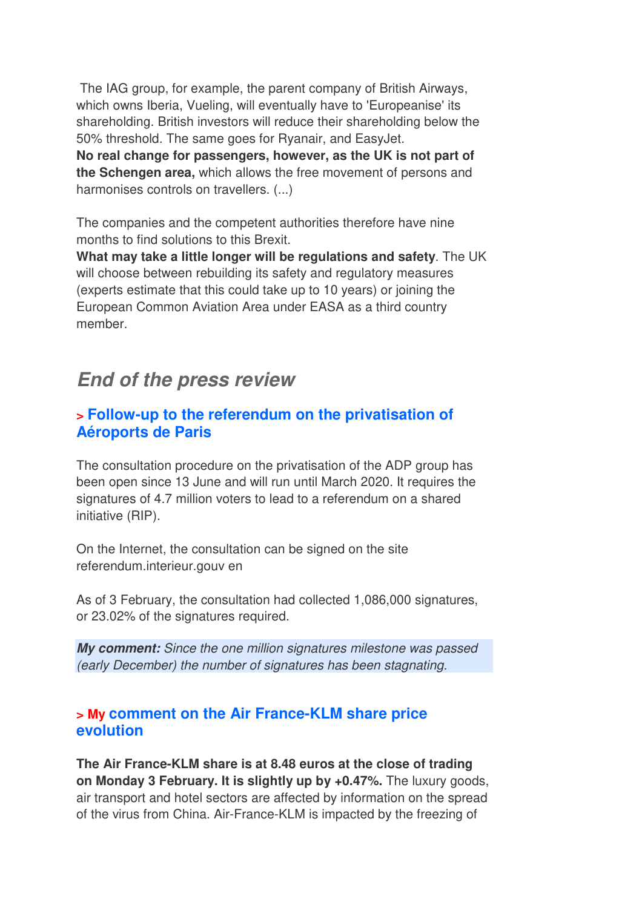The IAG group, for example, the parent company of British Airways, which owns Iberia, Vueling, will eventually have to 'Europeanise' its shareholding. British investors will reduce their shareholding below the 50% threshold. The same goes for Ryanair, and EasyJet.
**No real change for passengers, however, as the UK is not part of the Schengen area,** which allows the free movement of persons and harmonises controls on travellers. (...)

The companies and the competent authorities therefore have nine months to find solutions to this Brexit.
**What may take a little longer will be regulations and safety**. The UK will choose between rebuilding its safety and regulatory measures (experts estimate that this could take up to 10 years) or joining the European Common Aviation Area under EASA as a third country member.

## *End of the press review*

### > Follow-up to the referendum on the privatisation of Aéroports de Paris

The consultation procedure on the privatisation of the ADP group has been open since 13 June and will run until March 2020. It requires the signatures of 4.7 million voters to lead to a referendum on a shared initiative (RIP).

On the Internet, the consultation can be signed on the site referendum.interieur.gouv en

As of 3 February, the consultation had collected 1,086,000 signatures, or 23.02% of the signatures required.

***My comment:*** *Since the one million signatures milestone was passed (early December) the number of signatures has been stagnating.*

### > My comment on the Air France-KLM share price evolution

**The Air France-KLM share is at 8.48 euros at the close of trading on Monday 3 February. It is slightly up by +0.47%.** The luxury goods, air transport and hotel sectors are affected by information on the spread of the virus from China. Air-France-KLM is impacted by the freezing of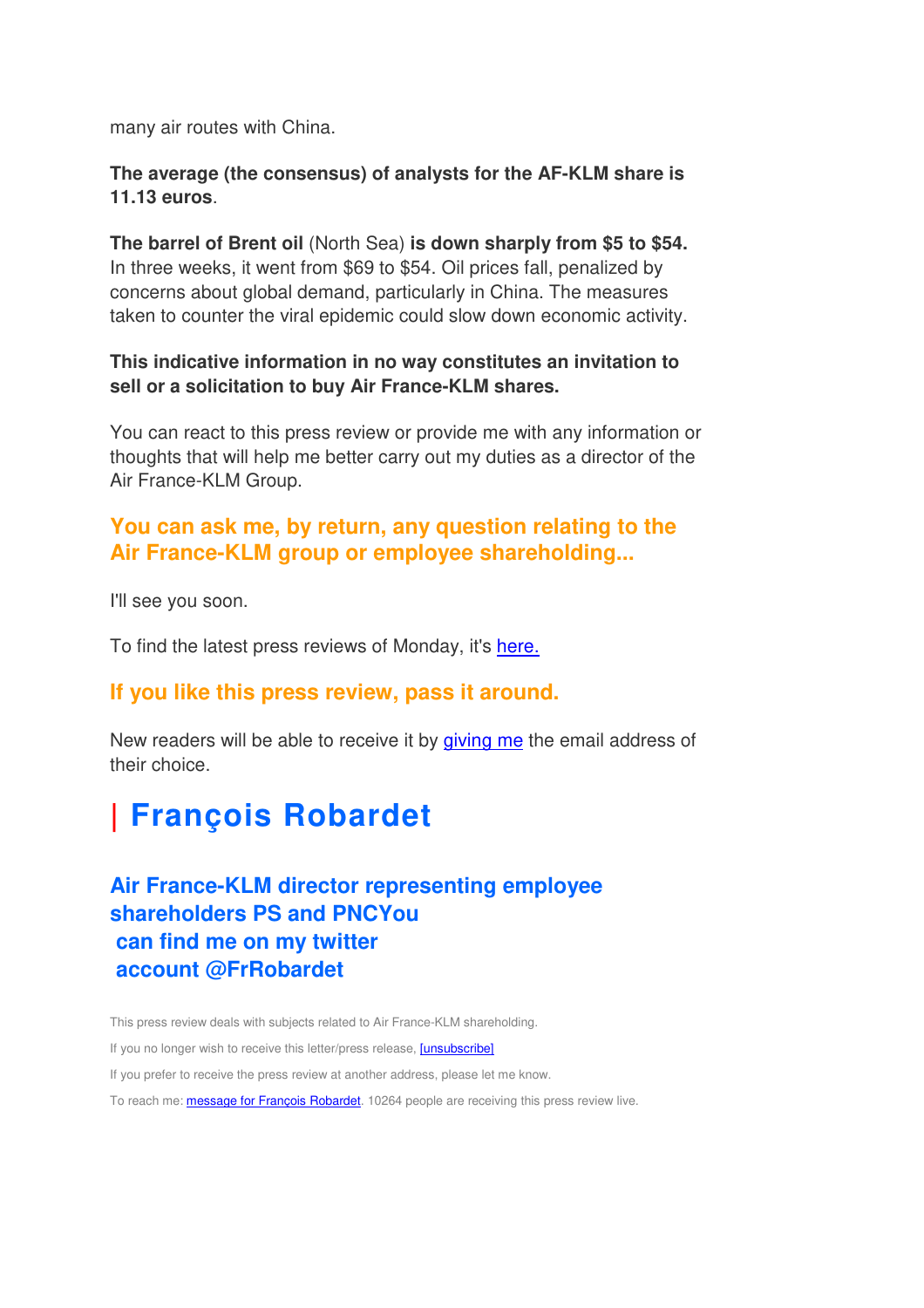many air routes with China.

**The average (the consensus) of analysts for the AF-KLM share is 11.13 euros**.

**The barrel of Brent oil** (North Sea) **is down sharply from $5 to $54.** In three weeks, it went from $69 to $54. Oil prices fall, penalized by concerns about global demand, particularly in China. The measures taken to counter the viral epidemic could slow down economic activity.

**This indicative information in no way constitutes an invitation to sell or a solicitation to buy Air France-KLM shares.**

You can react to this press review or provide me with any information or thoughts that will help me better carry out my duties as a director of the Air France-KLM Group.

### You can ask me, by return, any question relating to the Air France-KLM group or employee shareholding...

I'll see you soon.

To find the latest press reviews of Monday, it's [here.]

### If you like this press review, pass it around.

New readers will be able to receive it by [giving me] the email address of their choice.

# | François Robardet

### Air France-KLM director representing employee shareholders PS and PNCYou can find me on my twitter account @FrRobardet

This press review deals with subjects related to Air France-KLM shareholding.

If you no longer wish to receive this letter/press release, [unsubscribe]

If you prefer to receive the press review at another address, please let me know.

To reach me: [message for François Robardet]. 10264 people are receiving this press review live.